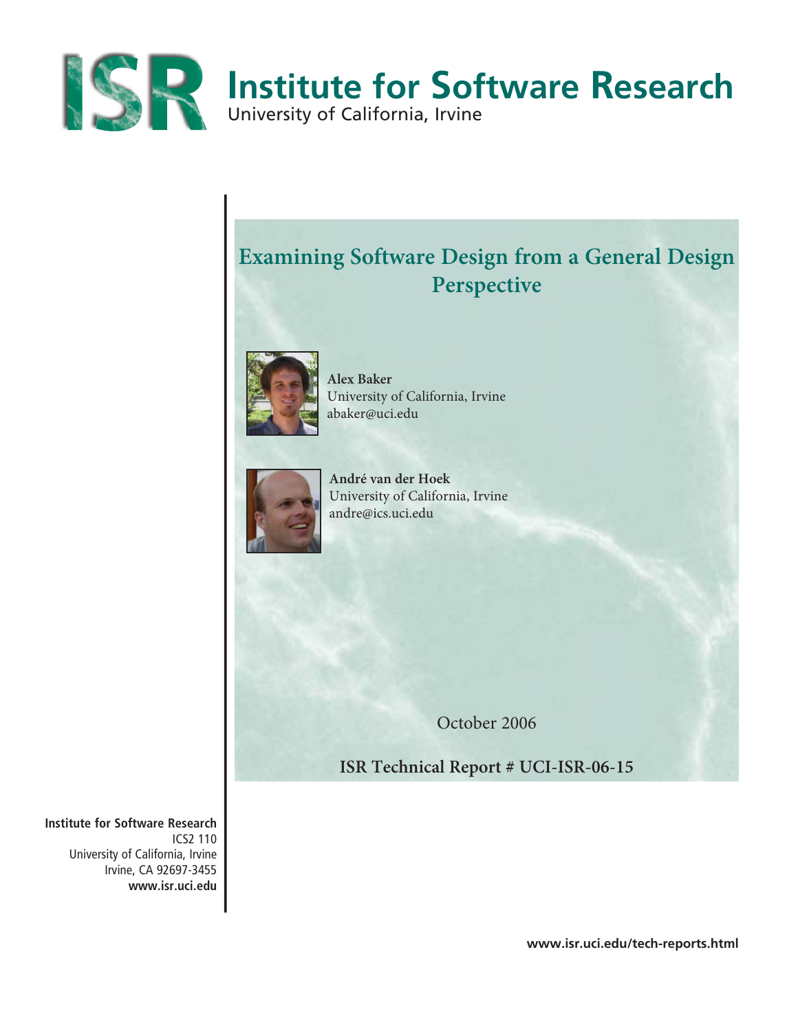# Institute for Software Research

University of California, Irvine

## Examining Software Design from a General Design Perspective

**Alex Baker**
University of California, Irvine
abaker@uci.edu

**André van der Hoek**
University of California, Irvine
andre@ics.uci.edu

October 2006

**ISR Technical Report # UCI-ISR-06-15**

**Institute for Software Research**
ICS2 110
University of California, Irvine
Irvine, CA 92697-3455
**www.isr.uci.edu**

**www.isr.uci.edu/tech-reports.html**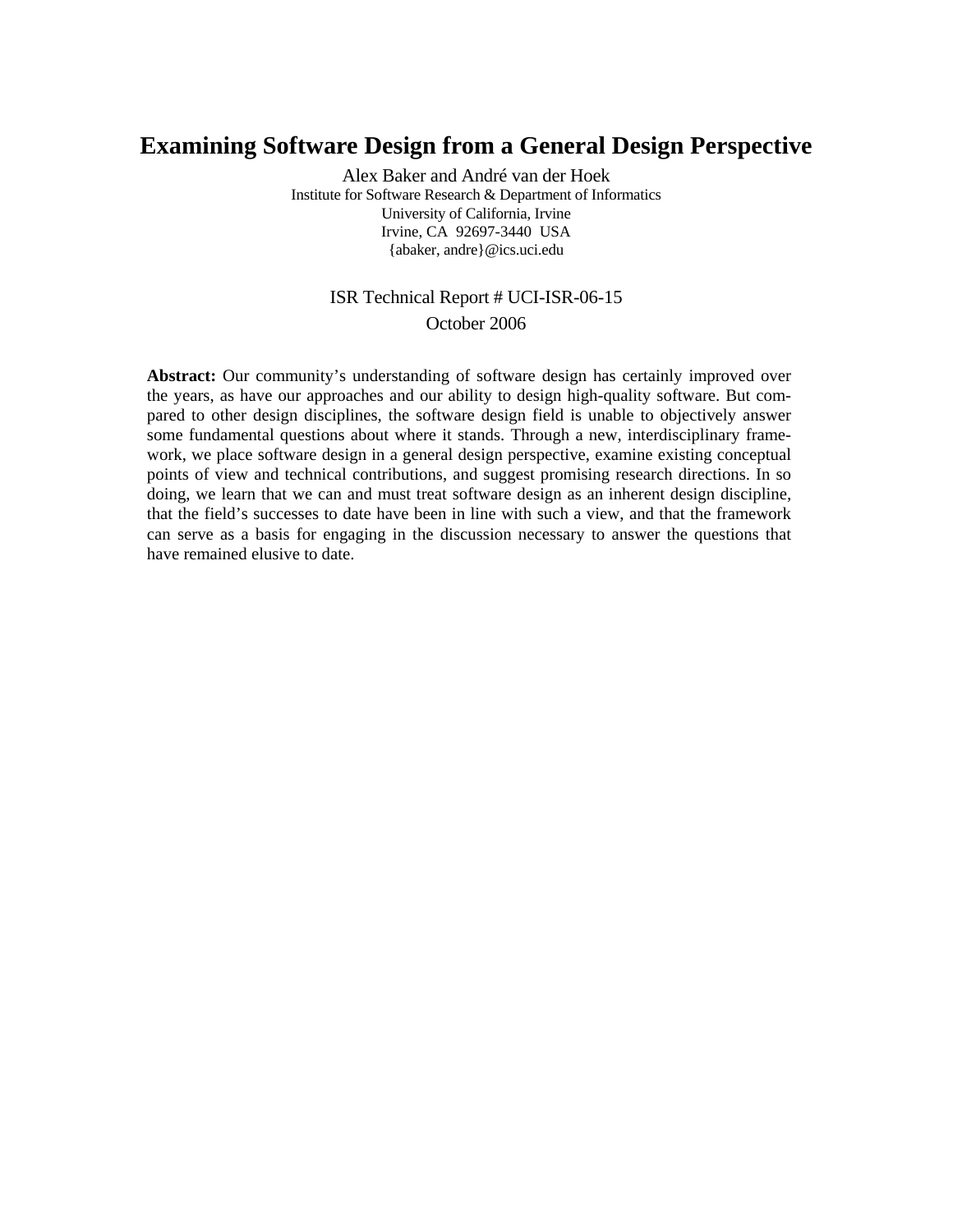# Examining Software Design from a General Design Perspective

Alex Baker and André van der Hoek
Institute for Software Research & Department of Informatics
University of California, Irvine
Irvine, CA 92697-3440 USA
{abaker, andre}@ics.uci.edu

ISR Technical Report # UCI-ISR-06-15
October 2006

**Abstract:** Our community's understanding of software design has certainly improved over the years, as have our approaches and our ability to design high-quality software. But compared to other design disciplines, the software design field is unable to objectively answer some fundamental questions about where it stands. Through a new, interdisciplinary framework, we place software design in a general design perspective, examine existing conceptual points of view and technical contributions, and suggest promising research directions. In so doing, we learn that we can and must treat software design as an inherent design discipline, that the field's successes to date have been in line with such a view, and that the framework can serve as a basis for engaging in the discussion necessary to answer the questions that have remained elusive to date.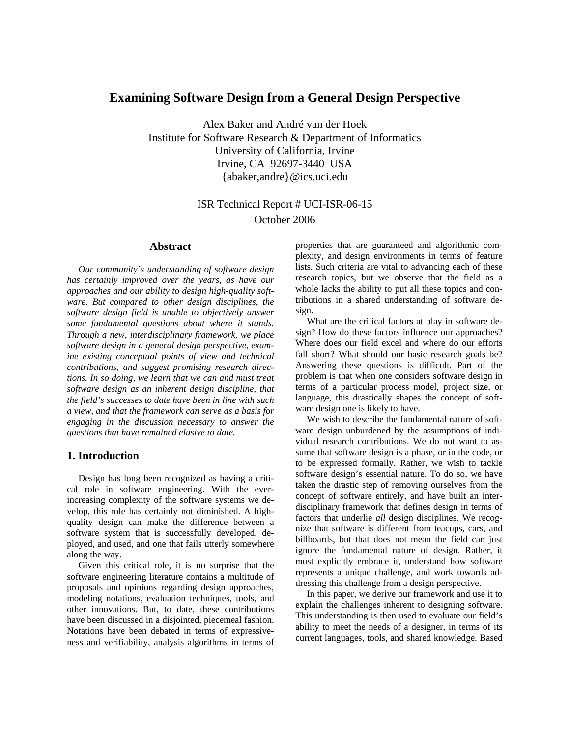# Examining Software Design from a General Design Perspective

Alex Baker and André van der Hoek
Institute for Software Research & Department of Informatics
University of California, Irvine
Irvine, CA 92697-3440 USA
{abaker,andre}@ics.uci.edu

ISR Technical Report # UCI-ISR-06-15
October 2006

## Abstract

*Our community's understanding of software design has certainly improved over the years, as have our approaches and our ability to design high-quality software. But compared to other design disciplines, the software design field is unable to objectively answer some fundamental questions about where it stands. Through a new, interdisciplinary framework, we place software design in a general design perspective, examine existing conceptual points of view and technical contributions, and suggest promising research directions. In so doing, we learn that we can and must treat software design as an inherent design discipline, that the field's successes to date have been in line with such a view, and that the framework can serve as a basis for engaging in the discussion necessary to answer the questions that have remained elusive to date.*

## 1. Introduction

Design has long been recognized as having a critical role in software engineering. With the ever-increasing complexity of the software systems we develop, this role has certainly not diminished. A high-quality design can make the difference between a software system that is successfully developed, deployed, and used, and one that fails utterly somewhere along the way.

Given this critical role, it is no surprise that the software engineering literature contains a multitude of proposals and opinions regarding design approaches, modeling notations, evaluation techniques, tools, and other innovations. But, to date, these contributions have been discussed in a disjointed, piecemeal fashion. Notations have been debated in terms of expressiveness and verifiability, analysis algorithms in terms of properties that are guaranteed and algorithmic complexity, and design environments in terms of feature lists. Such criteria are vital to advancing each of these research topics, but we observe that the field as a whole lacks the ability to put all these topics and contributions in a shared understanding of software design.

What are the critical factors at play in software design? How do these factors influence our approaches? Where does our field excel and where do our efforts fall short? What should our basic research goals be? Answering these questions is difficult. Part of the problem is that when one considers software design in terms of a particular process model, project size, or language, this drastically shapes the concept of software design one is likely to have.

We wish to describe the fundamental nature of software design unburdened by the assumptions of individual research contributions. We do not want to assume that software design is a phase, or in the code, or to be expressed formally. Rather, we wish to tackle software design's essential nature. To do so, we have taken the drastic step of removing ourselves from the concept of software entirely, and have built an interdisciplinary framework that defines design in terms of factors that underlie *all* design disciplines. We recognize that software is different from teacups, cars, and billboards, but that does not mean the field can just ignore the fundamental nature of design. Rather, it must explicitly embrace it, understand how software represents a unique challenge, and work towards addressing this challenge from a design perspective.

In this paper, we derive our framework and use it to explain the challenges inherent to designing software. This understanding is then used to evaluate our field's ability to meet the needs of a designer, in terms of its current languages, tools, and shared knowledge. Based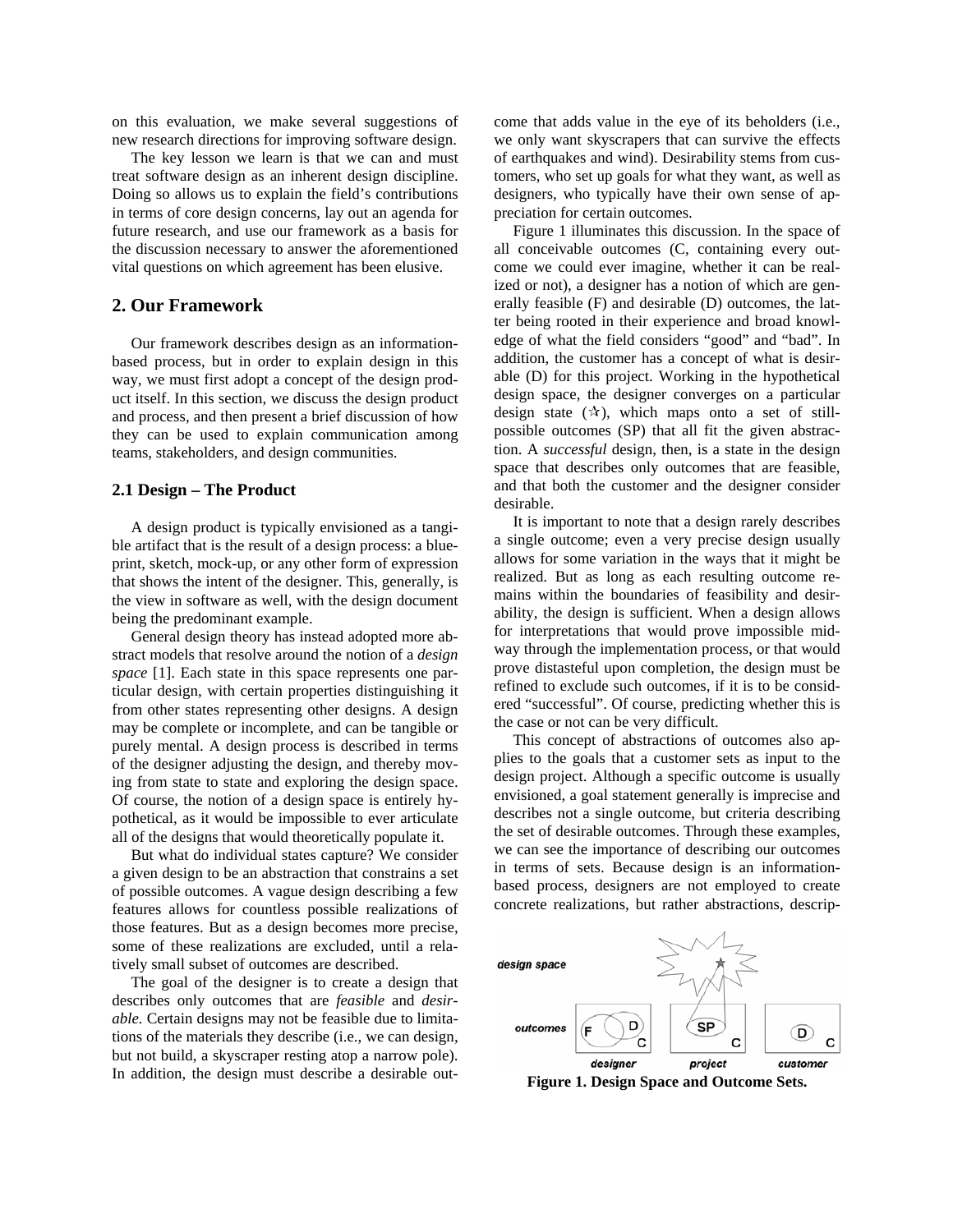on this evaluation, we make several suggestions of new research directions for improving software design.

The key lesson we learn is that we can and must treat software design as an inherent design discipline. Doing so allows us to explain the field's contributions in terms of core design concerns, lay out an agenda for future research, and use our framework as a basis for the discussion necessary to answer the aforementioned vital questions on which agreement has been elusive.

## 2. Our Framework

Our framework describes design as an information-based process, but in order to explain design in this way, we must first adopt a concept of the design product itself. In this section, we discuss the design product and process, and then present a brief discussion of how they can be used to explain communication among teams, stakeholders, and design communities.

### 2.1 Design – The Product

A design product is typically envisioned as a tangible artifact that is the result of a design process: a blueprint, sketch, mock-up, or any other form of expression that shows the intent of the designer. This, generally, is the view in software as well, with the design document being the predominant example.

General design theory has instead adopted more abstract models that resolve around the notion of a *design space* [1]. Each state in this space represents one particular design, with certain properties distinguishing it from other states representing other designs. A design may be complete or incomplete, and can be tangible or purely mental. A design process is described in terms of the designer adjusting the design, and thereby moving from state to state and exploring the design space. Of course, the notion of a design space is entirely hypothetical, as it would be impossible to ever articulate all of the designs that would theoretically populate it.

But what do individual states capture? We consider a given design to be an abstraction that constrains a set of possible outcomes. A vague design describing a few features allows for countless possible realizations of those features. But as a design becomes more precise, some of these realizations are excluded, until a relatively small subset of outcomes are described.

The goal of the designer is to create a design that describes only outcomes that are *feasible* and *desirable.* Certain designs may not be feasible due to limitations of the materials they describe (i.e., we can design, but not build, a skyscraper resting atop a narrow pole). In addition, the design must describe a desirable outcome that adds value in the eye of its beholders (i.e., we only want skyscrapers that can survive the effects of earthquakes and wind). Desirability stems from customers, who set up goals for what they want, as well as designers, who typically have their own sense of appreciation for certain outcomes.

Figure 1 illuminates this discussion. In the space of all conceivable outcomes (C, containing every outcome we could ever imagine, whether it can be realized or not), a designer has a notion of which are generally feasible (F) and desirable (D) outcomes, the latter being rooted in their experience and broad knowledge of what the field considers "good" and "bad". In addition, the customer has a concept of what is desirable (D) for this project. Working in the hypothetical design space, the designer converges on a particular design state (☆), which maps onto a set of still-possible outcomes (SP) that all fit the given abstraction. A *successful* design, then, is a state in the design space that describes only outcomes that are feasible, and that both the customer and the designer consider desirable.

It is important to note that a design rarely describes a single outcome; even a very precise design usually allows for some variation in the ways that it might be realized. But as long as each resulting outcome remains within the boundaries of feasibility and desirability, the design is sufficient. When a design allows for interpretations that would prove impossible midway through the implementation process, or that would prove distasteful upon completion, the design must be refined to exclude such outcomes, if it is to be considered "successful". Of course, predicting whether this is the case or not can be very difficult.

This concept of abstractions of outcomes also applies to the goals that a customer sets as input to the design project. Although a specific outcome is usually envisioned, a goal statement generally is imprecise and describes not a single outcome, but criteria describing the set of desirable outcomes. Through these examples, we can see the importance of describing our outcomes in terms of sets. Because design is an information-based process, designers are not employed to create concrete realizations, but rather abstractions, descrip-

**Figure 1. Design Space and Outcome Sets.**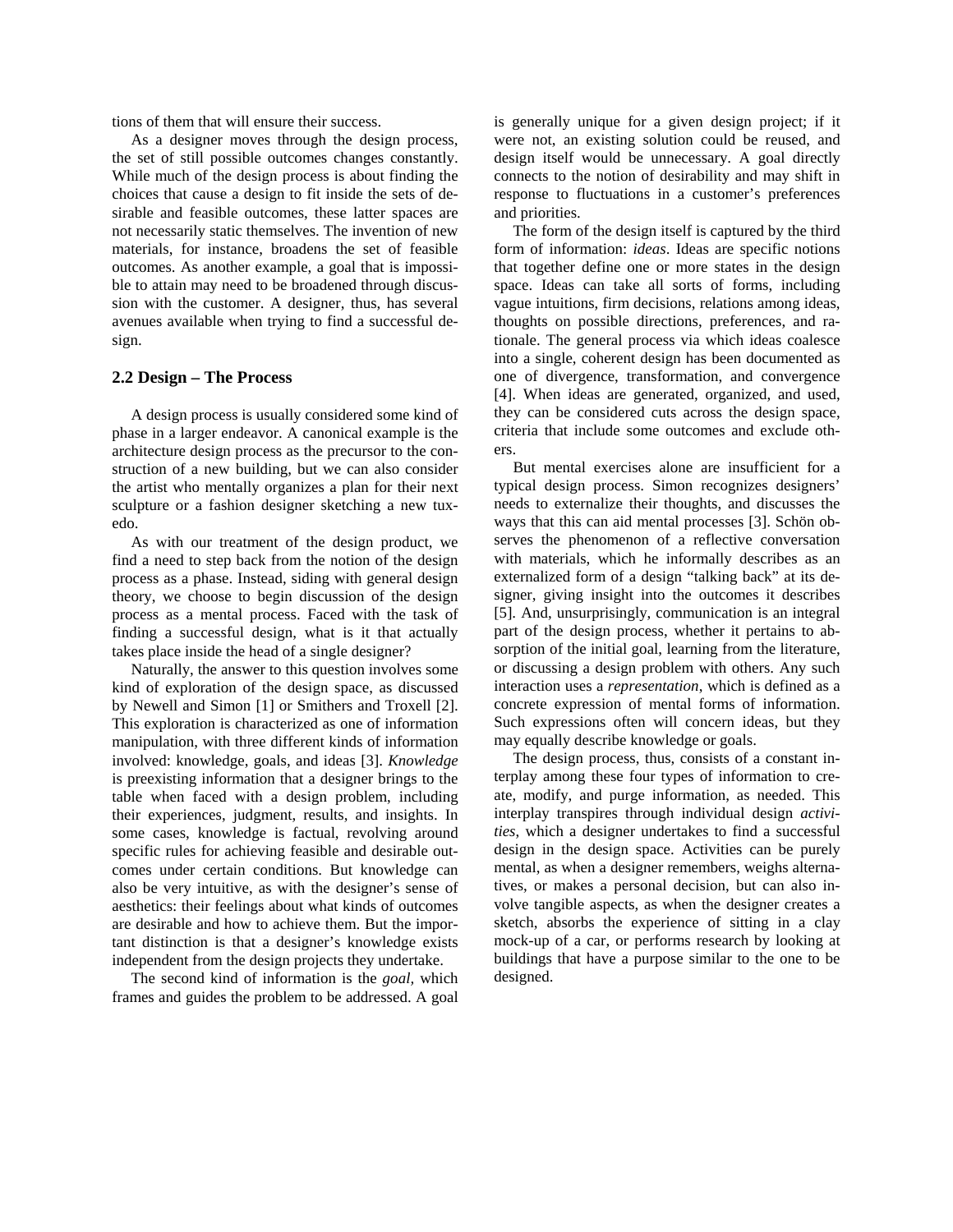tions of them that will ensure their success.

As a designer moves through the design process, the set of still possible outcomes changes constantly. While much of the design process is about finding the choices that cause a design to fit inside the sets of desirable and feasible outcomes, these latter spaces are not necessarily static themselves. The invention of new materials, for instance, broadens the set of feasible outcomes. As another example, a goal that is impossible to attain may need to be broadened through discussion with the customer. A designer, thus, has several avenues available when trying to find a successful design.

### 2.2 Design – The Process

A design process is usually considered some kind of phase in a larger endeavor. A canonical example is the architecture design process as the precursor to the construction of a new building, but we can also consider the artist who mentally organizes a plan for their next sculpture or a fashion designer sketching a new tuxedo.

As with our treatment of the design product, we find a need to step back from the notion of the design process as a phase. Instead, siding with general design theory, we choose to begin discussion of the design process as a mental process. Faced with the task of finding a successful design, what is it that actually takes place inside the head of a single designer?

Naturally, the answer to this question involves some kind of exploration of the design space, as discussed by Newell and Simon [1] or Smithers and Troxell [2]. This exploration is characterized as one of information manipulation, with three different kinds of information involved: knowledge, goals, and ideas [3]. *Knowledge* is preexisting information that a designer brings to the table when faced with a design problem, including their experiences, judgment, results, and insights. In some cases, knowledge is factual, revolving around specific rules for achieving feasible and desirable outcomes under certain conditions. But knowledge can also be very intuitive, as with the designer's sense of aesthetics: their feelings about what kinds of outcomes are desirable and how to achieve them. But the important distinction is that a designer's knowledge exists independent from the design projects they undertake.

The second kind of information is the *goal,* which frames and guides the problem to be addressed. A goal is generally unique for a given design project; if it were not, an existing solution could be reused, and design itself would be unnecessary. A goal directly connects to the notion of desirability and may shift in response to fluctuations in a customer's preferences and priorities.

The form of the design itself is captured by the third form of information: *ideas*. Ideas are specific notions that together define one or more states in the design space. Ideas can take all sorts of forms, including vague intuitions, firm decisions, relations among ideas, thoughts on possible directions, preferences, and rationale. The general process via which ideas coalesce into a single, coherent design has been documented as one of divergence, transformation, and convergence [4]. When ideas are generated, organized, and used, they can be considered cuts across the design space, criteria that include some outcomes and exclude others.

But mental exercises alone are insufficient for a typical design process. Simon recognizes designers' needs to externalize their thoughts, and discusses the ways that this can aid mental processes [3]. Schön observes the phenomenon of a reflective conversation with materials, which he informally describes as an externalized form of a design "talking back" at its designer, giving insight into the outcomes it describes [5]. And, unsurprisingly, communication is an integral part of the design process, whether it pertains to absorption of the initial goal, learning from the literature, or discussing a design problem with others. Any such interaction uses a *representation,* which is defined as a concrete expression of mental forms of information. Such expressions often will concern ideas, but they may equally describe knowledge or goals.

The design process, thus, consists of a constant interplay among these four types of information to create, modify, and purge information, as needed. This interplay transpires through individual design *activities*, which a designer undertakes to find a successful design in the design space. Activities can be purely mental, as when a designer remembers, weighs alternatives, or makes a personal decision, but can also involve tangible aspects, as when the designer creates a sketch, absorbs the experience of sitting in a clay mock-up of a car, or performs research by looking at buildings that have a purpose similar to the one to be designed.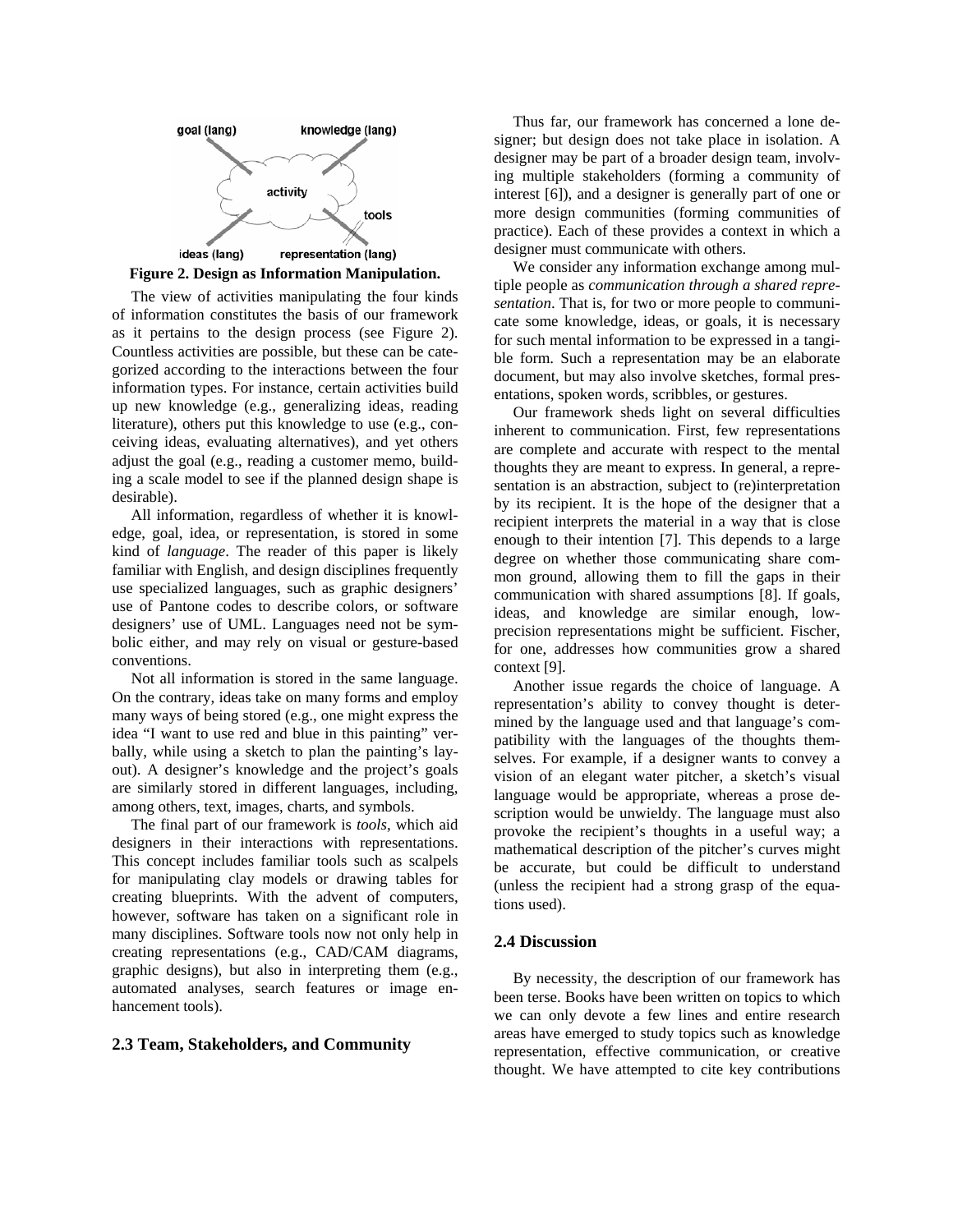**Figure 2. Design as Information Manipulation.**

The view of activities manipulating the four kinds of information constitutes the basis of our framework as it pertains to the design process (see Figure 2). Countless activities are possible, but these can be categorized according to the interactions between the four information types. For instance, certain activities build up new knowledge (e.g., generalizing ideas, reading literature), others put this knowledge to use (e.g., conceiving ideas, evaluating alternatives), and yet others adjust the goal (e.g., reading a customer memo, building a scale model to see if the planned design shape is desirable).

All information, regardless of whether it is knowledge, goal, idea, or representation, is stored in some kind of *language*. The reader of this paper is likely familiar with English, and design disciplines frequently use specialized languages, such as graphic designers' use of Pantone codes to describe colors, or software designers' use of UML. Languages need not be symbolic either, and may rely on visual or gesture-based conventions.

Not all information is stored in the same language. On the contrary, ideas take on many forms and employ many ways of being stored (e.g., one might express the idea "I want to use red and blue in this painting" verbally, while using a sketch to plan the painting's layout). A designer's knowledge and the project's goals are similarly stored in different languages, including, among others, text, images, charts, and symbols.

The final part of our framework is *tools*, which aid designers in their interactions with representations. This concept includes familiar tools such as scalpels for manipulating clay models or drawing tables for creating blueprints. With the advent of computers, however, software has taken on a significant role in many disciplines. Software tools now not only help in creating representations (e.g., CAD/CAM diagrams, graphic designs), but also in interpreting them (e.g., automated analyses, search features or image enhancement tools).

## 2.3 Team, Stakeholders, and Community

Thus far, our framework has concerned a lone designer; but design does not take place in isolation. A designer may be part of a broader design team, involving multiple stakeholders (forming a community of interest [6]), and a designer is generally part of one or more design communities (forming communities of practice). Each of these provides a context in which a designer must communicate with others.

We consider any information exchange among multiple people as *communication through a shared representation*. That is, for two or more people to communicate some knowledge, ideas, or goals, it is necessary for such mental information to be expressed in a tangible form. Such a representation may be an elaborate document, but may also involve sketches, formal presentations, spoken words, scribbles, or gestures.

Our framework sheds light on several difficulties inherent to communication. First, few representations are complete and accurate with respect to the mental thoughts they are meant to express. In general, a representation is an abstraction, subject to (re)interpretation by its recipient. It is the hope of the designer that a recipient interprets the material in a way that is close enough to their intention [7]. This depends to a large degree on whether those communicating share common ground, allowing them to fill the gaps in their communication with shared assumptions [8]. If goals, ideas, and knowledge are similar enough, low-precision representations might be sufficient. Fischer, for one, addresses how communities grow a shared context [9].

Another issue regards the choice of language. A representation's ability to convey thought is determined by the language used and that language's compatibility with the languages of the thoughts themselves. For example, if a designer wants to convey a vision of an elegant water pitcher, a sketch's visual language would be appropriate, whereas a prose description would be unwieldy. The language must also provoke the recipient's thoughts in a useful way; a mathematical description of the pitcher's curves might be accurate, but could be difficult to understand (unless the recipient had a strong grasp of the equations used).

## 2.4 Discussion

By necessity, the description of our framework has been terse. Books have been written on topics to which we can only devote a few lines and entire research areas have emerged to study topics such as knowledge representation, effective communication, or creative thought. We have attempted to cite key contributions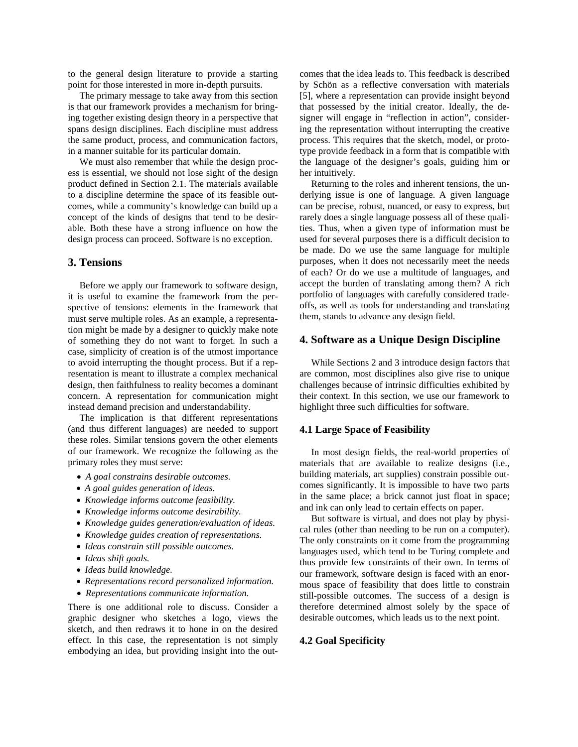to the general design literature to provide a starting point for those interested in more in-depth pursuits.

The primary message to take away from this section is that our framework provides a mechanism for bringing together existing design theory in a perspective that spans design disciplines. Each discipline must address the same product, process, and communication factors, in a manner suitable for its particular domain.

We must also remember that while the design process is essential, we should not lose sight of the design product defined in Section 2.1. The materials available to a discipline determine the space of its feasible outcomes, while a community's knowledge can build up a concept of the kinds of designs that tend to be desirable. Both these have a strong influence on how the design process can proceed. Software is no exception.

## 3. Tensions

Before we apply our framework to software design, it is useful to examine the framework from the perspective of tensions: elements in the framework that must serve multiple roles. As an example, a representation might be made by a designer to quickly make note of something they do not want to forget. In such a case, simplicity of creation is of the utmost importance to avoid interrupting the thought process. But if a representation is meant to illustrate a complex mechanical design, then faithfulness to reality becomes a dominant concern. A representation for communication might instead demand precision and understandability.

The implication is that different representations (and thus different languages) are needed to support these roles. Similar tensions govern the other elements of our framework. We recognize the following as the primary roles they must serve:

- *A goal constrains desirable outcomes.*
- *A goal guides generation of ideas.*
- *Knowledge informs outcome feasibility.*
- *Knowledge informs outcome desirability.*
- *Knowledge guides generation/evaluation of ideas.*
- *Knowledge guides creation of representations.*
- *Ideas constrain still possible outcomes.*
- *Ideas shift goals.*
- *Ideas build knowledge.*
- *Representations record personalized information.*
- *Representations communicate information.*

There is one additional role to discuss. Consider a graphic designer who sketches a logo, views the sketch, and then redraws it to hone in on the desired effect. In this case, the representation is not simply embodying an idea, but providing insight into the outcomes that the idea leads to. This feedback is described by Schön as a reflective conversation with materials [5], where a representation can provide insight beyond that possessed by the initial creator. Ideally, the designer will engage in "reflection in action", considering the representation without interrupting the creative process. This requires that the sketch, model, or prototype provide feedback in a form that is compatible with the language of the designer's goals, guiding him or her intuitively.

Returning to the roles and inherent tensions, the underlying issue is one of language. A given language can be precise, robust, nuanced, or easy to express, but rarely does a single language possess all of these qualities. Thus, when a given type of information must be used for several purposes there is a difficult decision to be made. Do we use the same language for multiple purposes, when it does not necessarily meet the needs of each? Or do we use a multitude of languages, and accept the burden of translating among them? A rich portfolio of languages with carefully considered tradeoffs, as well as tools for understanding and translating them, stands to advance any design field.

## 4. Software as a Unique Design Discipline

While Sections 2 and 3 introduce design factors that are common, most disciplines also give rise to unique challenges because of intrinsic difficulties exhibited by their context. In this section, we use our framework to highlight three such difficulties for software.

### 4.1 Large Space of Feasibility

In most design fields, the real-world properties of materials that are available to realize designs (i.e., building materials, art supplies) constrain possible outcomes significantly. It is impossible to have two parts in the same place; a brick cannot just float in space; and ink can only lead to certain effects on paper.

But software is virtual, and does not play by physical rules (other than needing to be run on a computer). The only constraints on it come from the programming languages used, which tend to be Turing complete and thus provide few constraints of their own. In terms of our framework, software design is faced with an enormous space of feasibility that does little to constrain still-possible outcomes. The success of a design is therefore determined almost solely by the space of desirable outcomes, which leads us to the next point.

### 4.2 Goal Specificity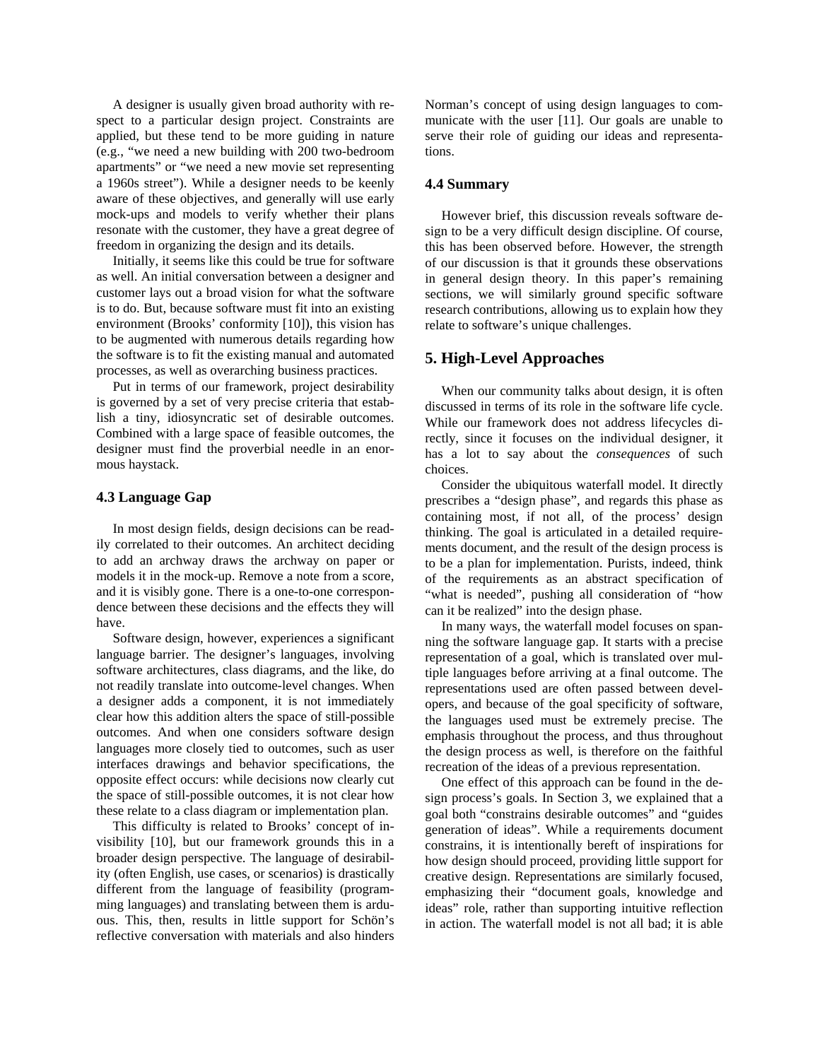A designer is usually given broad authority with respect to a particular design project. Constraints are applied, but these tend to be more guiding in nature (e.g., "we need a new building with 200 two-bedroom apartments" or "we need a new movie set representing a 1960s street"). While a designer needs to be keenly aware of these objectives, and generally will use early mock-ups and models to verify whether their plans resonate with the customer, they have a great degree of freedom in organizing the design and its details.

Initially, it seems like this could be true for software as well. An initial conversation between a designer and customer lays out a broad vision for what the software is to do. But, because software must fit into an existing environment (Brooks' conformity [10]), this vision has to be augmented with numerous details regarding how the software is to fit the existing manual and automated processes, as well as overarching business practices.

Put in terms of our framework, project desirability is governed by a set of very precise criteria that establish a tiny, idiosyncratic set of desirable outcomes. Combined with a large space of feasible outcomes, the designer must find the proverbial needle in an enormous haystack.

### 4.3 Language Gap

In most design fields, design decisions can be readily correlated to their outcomes. An architect deciding to add an archway draws the archway on paper or models it in the mock-up. Remove a note from a score, and it is visibly gone. There is a one-to-one correspondence between these decisions and the effects they will have.

Software design, however, experiences a significant language barrier. The designer's languages, involving software architectures, class diagrams, and the like, do not readily translate into outcome-level changes. When a designer adds a component, it is not immediately clear how this addition alters the space of still-possible outcomes. And when one considers software design languages more closely tied to outcomes, such as user interfaces drawings and behavior specifications, the opposite effect occurs: while decisions now clearly cut the space of still-possible outcomes, it is not clear how these relate to a class diagram or implementation plan.

This difficulty is related to Brooks' concept of invisibility [10], but our framework grounds this in a broader design perspective. The language of desirability (often English, use cases, or scenarios) is drastically different from the language of feasibility (programming languages) and translating between them is arduous. This, then, results in little support for Schön's reflective conversation with materials and also hinders Norman's concept of using design languages to communicate with the user [11]. Our goals are unable to serve their role of guiding our ideas and representations.

### 4.4 Summary

However brief, this discussion reveals software design to be a very difficult design discipline. Of course, this has been observed before. However, the strength of our discussion is that it grounds these observations in general design theory. In this paper's remaining sections, we will similarly ground specific software research contributions, allowing us to explain how they relate to software's unique challenges.

## 5. High-Level Approaches

When our community talks about design, it is often discussed in terms of its role in the software life cycle. While our framework does not address lifecycles directly, since it focuses on the individual designer, it has a lot to say about the *consequences* of such choices.

Consider the ubiquitous waterfall model. It directly prescribes a "design phase", and regards this phase as containing most, if not all, of the process' design thinking. The goal is articulated in a detailed requirements document, and the result of the design process is to be a plan for implementation. Purists, indeed, think of the requirements as an abstract specification of "what is needed", pushing all consideration of "how can it be realized" into the design phase.

In many ways, the waterfall model focuses on spanning the software language gap. It starts with a precise representation of a goal, which is translated over multiple languages before arriving at a final outcome. The representations used are often passed between developers, and because of the goal specificity of software, the languages used must be extremely precise. The emphasis throughout the process, and thus throughout the design process as well, is therefore on the faithful recreation of the ideas of a previous representation.

One effect of this approach can be found in the design process's goals. In Section 3, we explained that a goal both "constrains desirable outcomes" and "guides generation of ideas". While a requirements document constrains, it is intentionally bereft of inspirations for how design should proceed, providing little support for creative design. Representations are similarly focused, emphasizing their "document goals, knowledge and ideas" role, rather than supporting intuitive reflection in action. The waterfall model is not all bad; it is able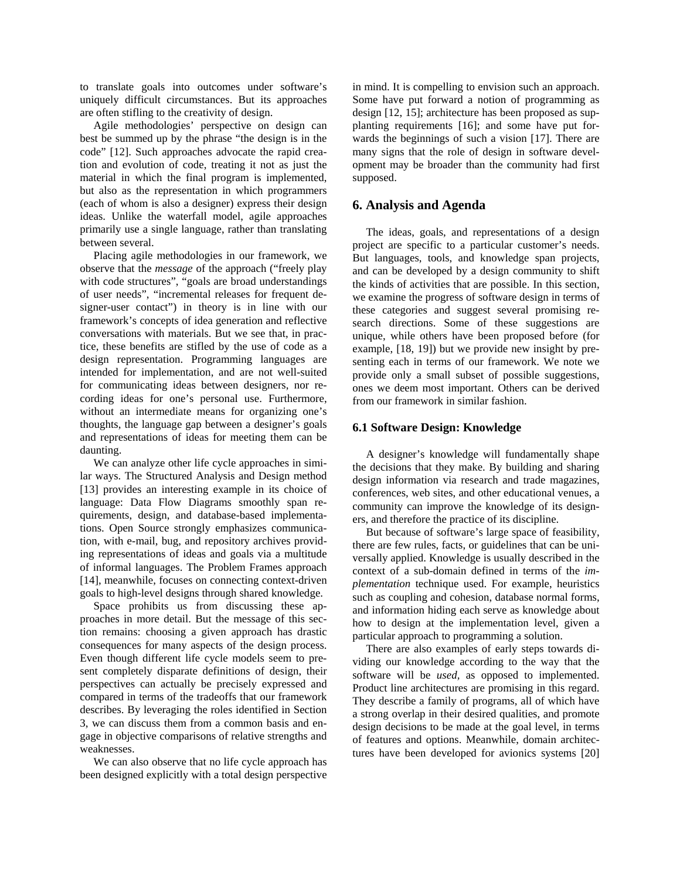to translate goals into outcomes under software's uniquely difficult circumstances. But its approaches are often stifling to the creativity of design.

Agile methodologies' perspective on design can best be summed up by the phrase "the design is in the code" [12]. Such approaches advocate the rapid creation and evolution of code, treating it not as just the material in which the final program is implemented, but also as the representation in which programmers (each of whom is also a designer) express their design ideas. Unlike the waterfall model, agile approaches primarily use a single language, rather than translating between several.

Placing agile methodologies in our framework, we observe that the *message* of the approach ("freely play with code structures", "goals are broad understandings of user needs", "incremental releases for frequent designer-user contact") in theory is in line with our framework's concepts of idea generation and reflective conversations with materials. But we see that, in practice, these benefits are stifled by the use of code as a design representation. Programming languages are intended for implementation, and are not well-suited for communicating ideas between designers, nor recording ideas for one's personal use. Furthermore, without an intermediate means for organizing one's thoughts, the language gap between a designer's goals and representations of ideas for meeting them can be daunting.

We can analyze other life cycle approaches in similar ways. The Structured Analysis and Design method [13] provides an interesting example in its choice of language: Data Flow Diagrams smoothly span requirements, design, and database-based implementations. Open Source strongly emphasizes communication, with e-mail, bug, and repository archives providing representations of ideas and goals via a multitude of informal languages. The Problem Frames approach [14], meanwhile, focuses on connecting context-driven goals to high-level designs through shared knowledge.

Space prohibits us from discussing these approaches in more detail. But the message of this section remains: choosing a given approach has drastic consequences for many aspects of the design process. Even though different life cycle models seem to present completely disparate definitions of design, their perspectives can actually be precisely expressed and compared in terms of the tradeoffs that our framework describes. By leveraging the roles identified in Section 3, we can discuss them from a common basis and engage in objective comparisons of relative strengths and weaknesses.

We can also observe that no life cycle approach has been designed explicitly with a total design perspective in mind. It is compelling to envision such an approach. Some have put forward a notion of programming as design [12, 15]; architecture has been proposed as supplanting requirements [16]; and some have put forwards the beginnings of such a vision [17]. There are many signs that the role of design in software development may be broader than the community had first supposed.

## 6. Analysis and Agenda

The ideas, goals, and representations of a design project are specific to a particular customer's needs. But languages, tools, and knowledge span projects, and can be developed by a design community to shift the kinds of activities that are possible. In this section, we examine the progress of software design in terms of these categories and suggest several promising research directions. Some of these suggestions are unique, while others have been proposed before (for example, [18, 19]) but we provide new insight by presenting each in terms of our framework. We note we provide only a small subset of possible suggestions, ones we deem most important. Others can be derived from our framework in similar fashion.

### 6.1 Software Design: Knowledge

A designer's knowledge will fundamentally shape the decisions that they make. By building and sharing design information via research and trade magazines, conferences, web sites, and other educational venues, a community can improve the knowledge of its designers, and therefore the practice of its discipline.

But because of software's large space of feasibility, there are few rules, facts, or guidelines that can be universally applied. Knowledge is usually described in the context of a sub-domain defined in terms of the *implementation* technique used. For example, heuristics such as coupling and cohesion, database normal forms, and information hiding each serve as knowledge about how to design at the implementation level, given a particular approach to programming a solution.

There are also examples of early steps towards dividing our knowledge according to the way that the software will be *used*, as opposed to implemented. Product line architectures are promising in this regard. They describe a family of programs, all of which have a strong overlap in their desired qualities, and promote design decisions to be made at the goal level, in terms of features and options. Meanwhile, domain architectures have been developed for avionics systems [20]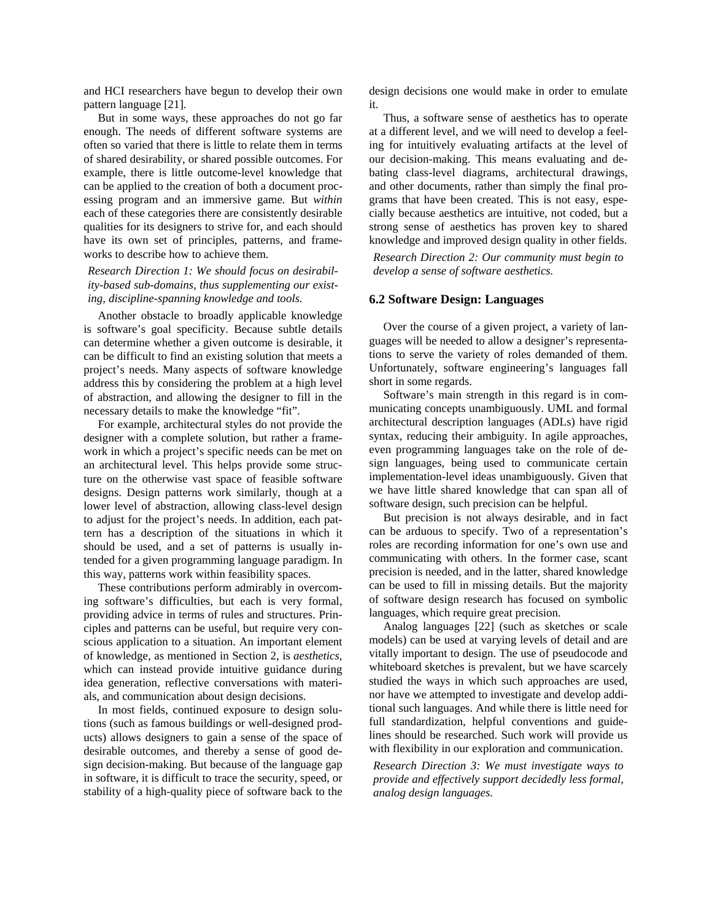and HCI researchers have begun to develop their own pattern language [21].

But in some ways, these approaches do not go far enough. The needs of different software systems are often so varied that there is little to relate them in terms of shared desirability, or shared possible outcomes. For example, there is little outcome-level knowledge that can be applied to the creation of both a document processing program and an immersive game. But *within* each of these categories there are consistently desirable qualities for its designers to strive for, and each should have its own set of principles, patterns, and frameworks to describe how to achieve them.

*Research Direction 1: We should focus on desirability-based sub-domains, thus supplementing our existing, discipline-spanning knowledge and tools.*

Another obstacle to broadly applicable knowledge is software's goal specificity. Because subtle details can determine whether a given outcome is desirable, it can be difficult to find an existing solution that meets a project's needs. Many aspects of software knowledge address this by considering the problem at a high level of abstraction, and allowing the designer to fill in the necessary details to make the knowledge "fit".

For example, architectural styles do not provide the designer with a complete solution, but rather a framework in which a project's specific needs can be met on an architectural level. This helps provide some structure on the otherwise vast space of feasible software designs. Design patterns work similarly, though at a lower level of abstraction, allowing class-level design to adjust for the project's needs. In addition, each pattern has a description of the situations in which it should be used, and a set of patterns is usually intended for a given programming language paradigm. In this way, patterns work within feasibility spaces.

These contributions perform admirably in overcoming software's difficulties, but each is very formal, providing advice in terms of rules and structures. Principles and patterns can be useful, but require very conscious application to a situation. An important element of knowledge, as mentioned in Section 2, is *aesthetics*, which can instead provide intuitive guidance during idea generation, reflective conversations with materials, and communication about design decisions.

In most fields, continued exposure to design solutions (such as famous buildings or well-designed products) allows designers to gain a sense of the space of desirable outcomes, and thereby a sense of good design decision-making. But because of the language gap in software, it is difficult to trace the security, speed, or stability of a high-quality piece of software back to the design decisions one would make in order to emulate it.

Thus, a software sense of aesthetics has to operate at a different level, and we will need to develop a feeling for intuitively evaluating artifacts at the level of our decision-making. This means evaluating and debating class-level diagrams, architectural drawings, and other documents, rather than simply the final programs that have been created. This is not easy, especially because aesthetics are intuitive, not coded, but a strong sense of aesthetics has proven key to shared knowledge and improved design quality in other fields.

*Research Direction 2: Our community must begin to develop a sense of software aesthetics.*

### 6.2 Software Design: Languages

Over the course of a given project, a variety of languages will be needed to allow a designer's representations to serve the variety of roles demanded of them. Unfortunately, software engineering's languages fall short in some regards.

Software's main strength in this regard is in communicating concepts unambiguously. UML and formal architectural description languages (ADLs) have rigid syntax, reducing their ambiguity. In agile approaches, even programming languages take on the role of design languages, being used to communicate certain implementation-level ideas unambiguously. Given that we have little shared knowledge that can span all of software design, such precision can be helpful.

But precision is not always desirable, and in fact can be arduous to specify. Two of a representation's roles are recording information for one's own use and communicating with others. In the former case, scant precision is needed, and in the latter, shared knowledge can be used to fill in missing details. But the majority of software design research has focused on symbolic languages, which require great precision.

Analog languages [22] (such as sketches or scale models) can be used at varying levels of detail and are vitally important to design. The use of pseudocode and whiteboard sketches is prevalent, but we have scarcely studied the ways in which such approaches are used, nor have we attempted to investigate and develop additional such languages. And while there is little need for full standardization, helpful conventions and guidelines should be researched. Such work will provide us with flexibility in our exploration and communication.

*Research Direction 3: We must investigate ways to provide and effectively support decidedly less formal, analog design languages.*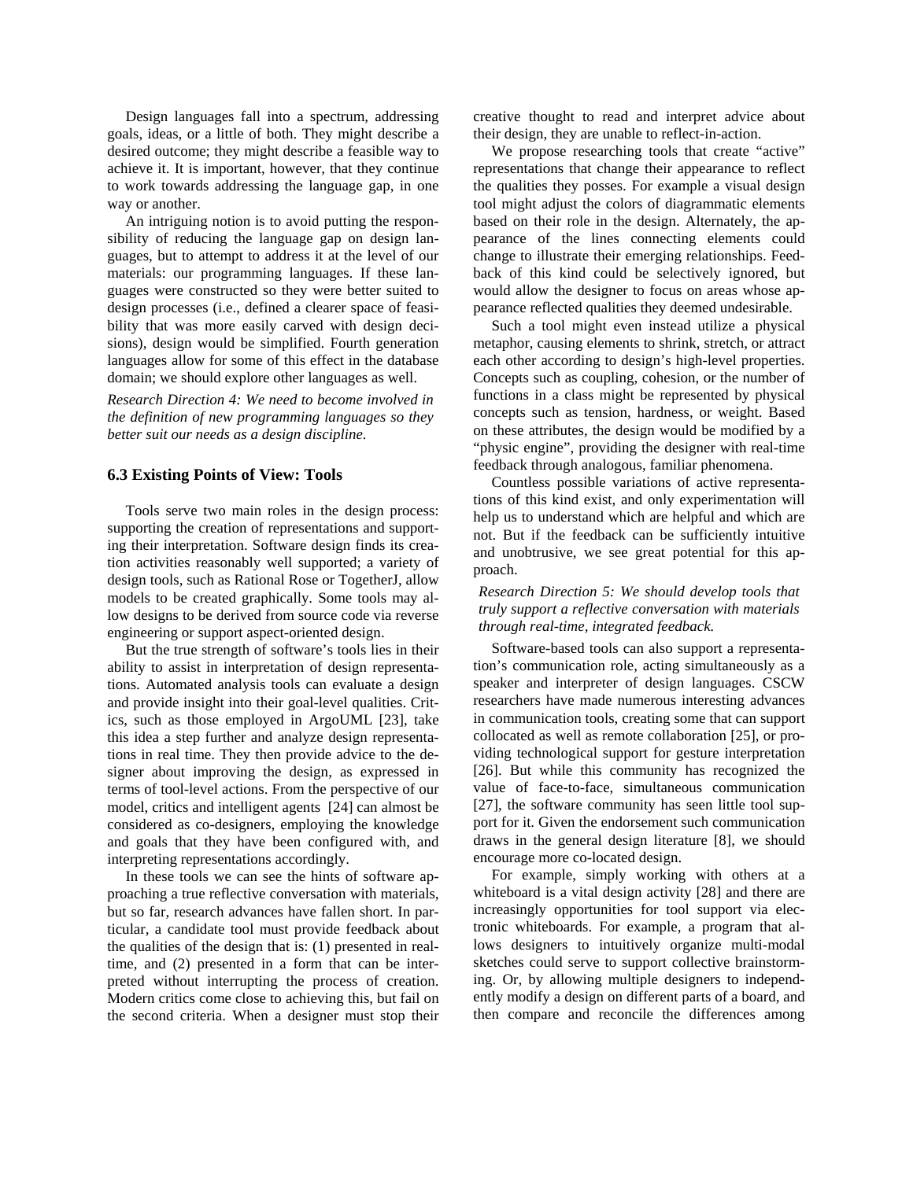Design languages fall into a spectrum, addressing goals, ideas, or a little of both. They might describe a desired outcome; they might describe a feasible way to achieve it. It is important, however, that they continue to work towards addressing the language gap, in one way or another.

An intriguing notion is to avoid putting the responsibility of reducing the language gap on design languages, but to attempt to address it at the level of our materials: our programming languages. If these languages were constructed so they were better suited to design processes (i.e., defined a clearer space of feasibility that was more easily carved with design decisions), design would be simplified. Fourth generation languages allow for some of this effect in the database domain; we should explore other languages as well.

*Research Direction 4: We need to become involved in the definition of new programming languages so they better suit our needs as a design discipline.*

### 6.3 Existing Points of View: Tools

Tools serve two main roles in the design process: supporting the creation of representations and supporting their interpretation. Software design finds its creation activities reasonably well supported; a variety of design tools, such as Rational Rose or TogetherJ, allow models to be created graphically. Some tools may allow designs to be derived from source code via reverse engineering or support aspect-oriented design.

But the true strength of software's tools lies in their ability to assist in interpretation of design representations. Automated analysis tools can evaluate a design and provide insight into their goal-level qualities. Critics, such as those employed in ArgoUML [23], take this idea a step further and analyze design representations in real time. They then provide advice to the designer about improving the design, as expressed in terms of tool-level actions. From the perspective of our model, critics and intelligent agents [24] can almost be considered as co-designers, employing the knowledge and goals that they have been configured with, and interpreting representations accordingly.

In these tools we can see the hints of software approaching a true reflective conversation with materials, but so far, research advances have fallen short. In particular, a candidate tool must provide feedback about the qualities of the design that is: (1) presented in real-time, and (2) presented in a form that can be interpreted without interrupting the process of creation. Modern critics come close to achieving this, but fail on the second criteria. When a designer must stop their creative thought to read and interpret advice about their design, they are unable to reflect-in-action.

We propose researching tools that create "active" representations that change their appearance to reflect the qualities they posses. For example a visual design tool might adjust the colors of diagrammatic elements based on their role in the design. Alternately, the appearance of the lines connecting elements could change to illustrate their emerging relationships. Feedback of this kind could be selectively ignored, but would allow the designer to focus on areas whose appearance reflected qualities they deemed undesirable.

Such a tool might even instead utilize a physical metaphor, causing elements to shrink, stretch, or attract each other according to design's high-level properties. Concepts such as coupling, cohesion, or the number of functions in a class might be represented by physical concepts such as tension, hardness, or weight. Based on these attributes, the design would be modified by a "physic engine", providing the designer with real-time feedback through analogous, familiar phenomena.

Countless possible variations of active representations of this kind exist, and only experimentation will help us to understand which are helpful and which are not. But if the feedback can be sufficiently intuitive and unobtrusive, we see great potential for this approach.

*Research Direction 5: We should develop tools that truly support a reflective conversation with materials through real-time, integrated feedback.*

Software-based tools can also support a representation's communication role, acting simultaneously as a speaker and interpreter of design languages. CSCW researchers have made numerous interesting advances in communication tools, creating some that can support collocated as well as remote collaboration [25], or providing technological support for gesture interpretation [26]. But while this community has recognized the value of face-to-face, simultaneous communication [27], the software community has seen little tool support for it. Given the endorsement such communication draws in the general design literature [8], we should encourage more co-located design.

For example, simply working with others at a whiteboard is a vital design activity [28] and there are increasingly opportunities for tool support via electronic whiteboards. For example, a program that allows designers to intuitively organize multi-modal sketches could serve to support collective brainstorming. Or, by allowing multiple designers to independently modify a design on different parts of a board, and then compare and reconcile the differences among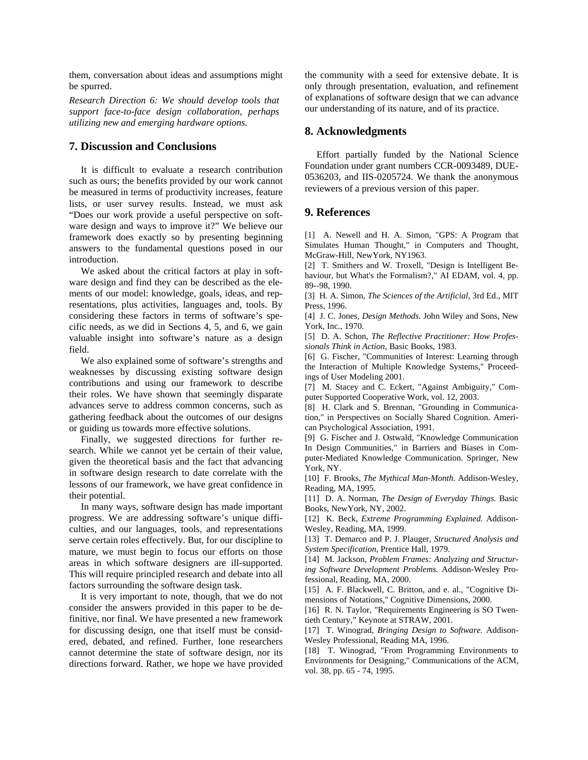them, conversation about ideas and assumptions might be spurred.

*Research Direction 6: We should develop tools that support face-to-face design collaboration, perhaps utilizing new and emerging hardware options.*

## 7. Discussion and Conclusions

It is difficult to evaluate a research contribution such as ours; the benefits provided by our work cannot be measured in terms of productivity increases, feature lists, or user survey results. Instead, we must ask "Does our work provide a useful perspective on software design and ways to improve it?" We believe our framework does exactly so by presenting beginning answers to the fundamental questions posed in our introduction.

We asked about the critical factors at play in software design and find they can be described as the elements of our model: knowledge, goals, ideas, and representations, plus activities, languages and, tools. By considering these factors in terms of software's specific needs, as we did in Sections 4, 5, and 6, we gain valuable insight into software's nature as a design field.

We also explained some of software's strengths and weaknesses by discussing existing software design contributions and using our framework to describe their roles. We have shown that seemingly disparate advances serve to address common concerns, such as gathering feedback about the outcomes of our designs or guiding us towards more effective solutions.

Finally, we suggested directions for further research. While we cannot yet be certain of their value, given the theoretical basis and the fact that advancing in software design research to date correlate with the lessons of our framework, we have great confidence in their potential.

In many ways, software design has made important progress. We are addressing software's unique difficulties, and our languages, tools, and representations serve certain roles effectively. But, for our discipline to mature, we must begin to focus our efforts on those areas in which software designers are ill-supported. This will require principled research and debate into all factors surrounding the software design task.

It is very important to note, though, that we do not consider the answers provided in this paper to be definitive, nor final. We have presented a new framework for discussing design, one that itself must be considered, debated, and refined. Further, lone researchers cannot determine the state of software design, nor its directions forward. Rather, we hope we have provided the community with a seed for extensive debate. It is only through presentation, evaluation, and refinement of explanations of software design that we can advance our understanding of its nature, and of its practice.

## 8. Acknowledgments

Effort partially funded by the National Science Foundation under grant numbers CCR-0093489, DUE-0536203, and IIS-0205724. We thank the anonymous reviewers of a previous version of this paper.

## 9. References

[1] A. Newell and H. A. Simon, "GPS: A Program that Simulates Human Thought," in Computers and Thought, McGraw-Hill, NewYork, NY1963.

[2] T. Smithers and W. Troxell, "Design is Intelligent Behaviour, but What's the Formalism?," AI EDAM, vol. 4, pp. 89--98, 1990.

[3] H. A. Simon, *The Sciences of the Artificial*, 3rd Ed., MIT Press, 1996.

[4] J. C. Jones, *Design Methods.* John Wiley and Sons, New York, Inc., 1970.

[5] D. A. Schon, *The Reflective Practitioner: How Professionals Think in Action*, Basic Books, 1983.

[6] G. Fischer, "Communities of Interest: Learning through the Interaction of Multiple Knowledge Systems," Proceedings of User Modeling 2001.

[7] M. Stacey and C. Eckert, "Against Ambiguity," Computer Supported Cooperative Work, vol. 12, 2003.

[8] H. Clark and S. Brennan, "Grounding in Communication," in Perspectives on Socially Shared Cognition. American Psychological Association, 1991.

[9] G. Fischer and J. Ostwald, "Knowledge Communication In Design Communities," in Barriers and Biases in Computer-Mediated Knowledge Communication. Springer, New York, NY.

[10] F. Brooks, *The Mythical Man-Month.* Addison-Wesley, Reading, MA, 1995.

[11] D. A. Norman, *The Design of Everyday Things.* Basic Books, NewYork, NY, 2002.

[12] K. Beck, *Extreme Programming Explained.* Addison-Wesley, Reading, MA, 1999.

[13] T. Demarco and P. J. Plauger, *Structured Analysis and System Specification*, Prentice Hall, 1979.

[14] M. Jackson, *Problem Frames: Analyzing and Structuring Software Development Problems.* Addison-Wesley Professional, Reading, MA, 2000.

[15] A. F. Blackwell, C. Britton, and e. al., "Cognitive Dimensions of Notations," Cognitive Dimensions, 2000.

[16] R. N. Taylor, "Requirements Engineering is SO Twentieth Century," Keynote at STRAW, 2001.

[17] T. Winograd, *Bringing Design to Software.* Addison-Wesley Professional, Reading MA, 1996.

[18] T. Winograd, "From Programming Environments to Environments for Designing," Communications of the ACM, vol. 38, pp. 65 - 74, 1995.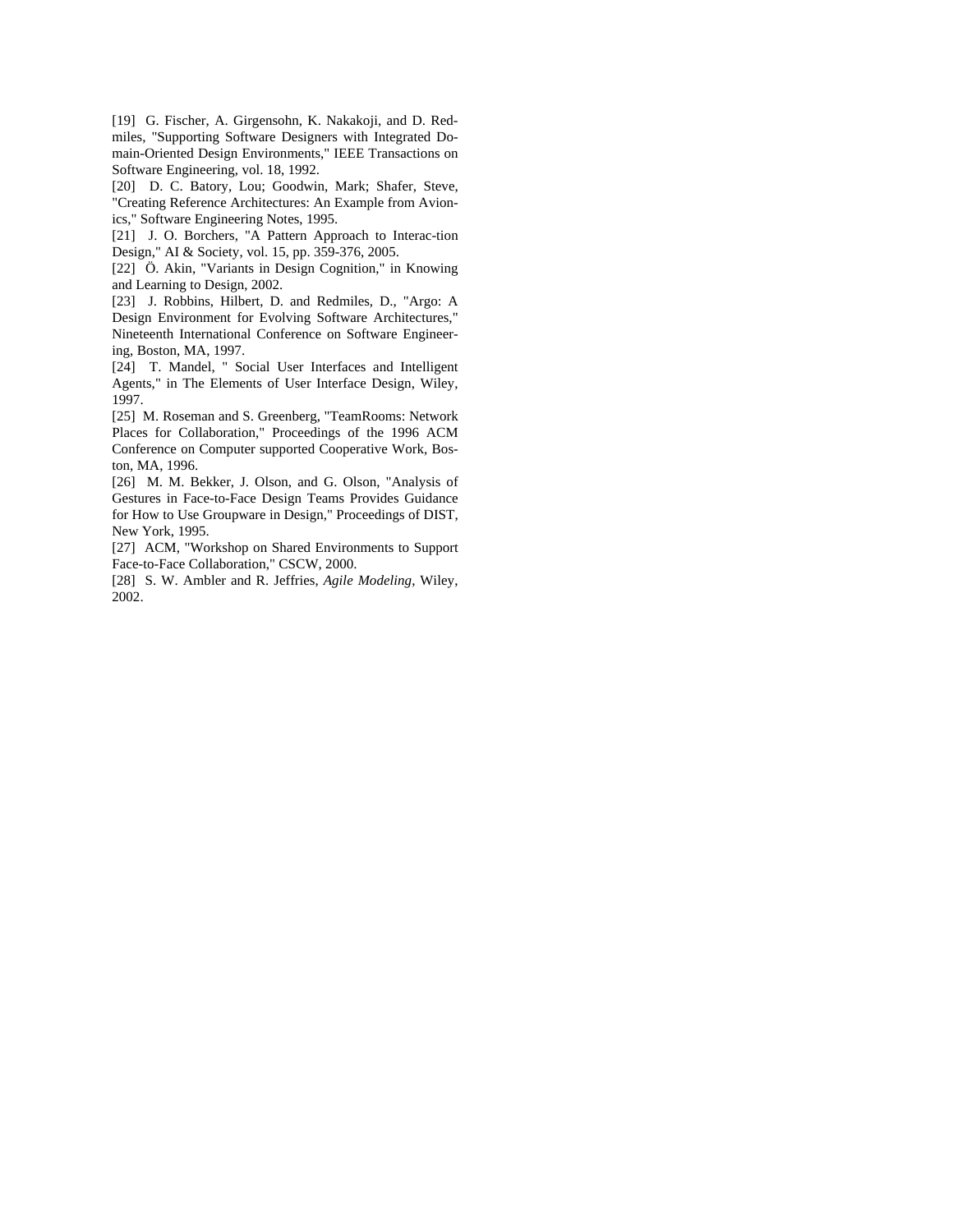[19] G. Fischer, A. Girgensohn, K. Nakakoji, and D. Redmiles, "Supporting Software Designers with Integrated Domain-Oriented Design Environments," IEEE Transactions on Software Engineering, vol. 18, 1992.

[20] D. C. Batory, Lou; Goodwin, Mark; Shafer, Steve, "Creating Reference Architectures: An Example from Avionics," Software Engineering Notes, 1995.

[21] J. O. Borchers, "A Pattern Approach to Interac-tion Design," AI & Society, vol. 15, pp. 359-376, 2005.

[22] Ö. Akin, "Variants in Design Cognition," in Knowing and Learning to Design, 2002.

[23] J. Robbins, Hilbert, D. and Redmiles, D., "Argo: A Design Environment for Evolving Software Architectures," Nineteenth International Conference on Software Engineering, Boston, MA, 1997.

[24] T. Mandel, " Social User Interfaces and Intelligent Agents," in The Elements of User Interface Design, Wiley, 1997.

[25] M. Roseman and S. Greenberg, "TeamRooms: Network Places for Collaboration," Proceedings of the 1996 ACM Conference on Computer supported Cooperative Work, Boston, MA, 1996.

[26] M. M. Bekker, J. Olson, and G. Olson, "Analysis of Gestures in Face-to-Face Design Teams Provides Guidance for How to Use Groupware in Design," Proceedings of DIST, New York, 1995.

[27] ACM, "Workshop on Shared Environments to Support Face-to-Face Collaboration," CSCW, 2000.

[28] S. W. Ambler and R. Jeffries, *Agile Modeling*, Wiley, 2002.